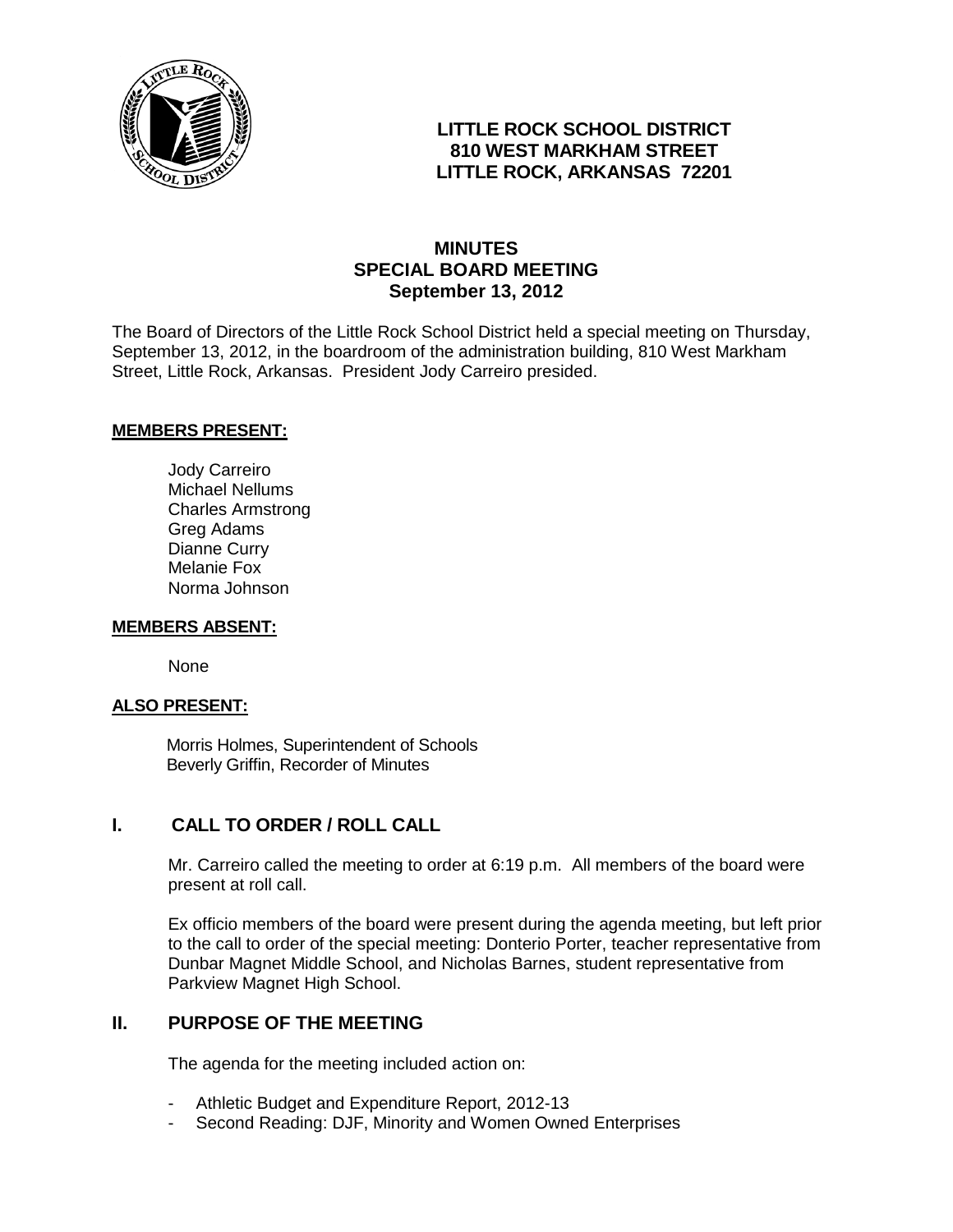**LITTLE ROCK SCHOOL DISTRICT**
**810 WEST MARKHAM STREET**
**LITTLE ROCK, ARKANSAS 72201**

# MINUTES
## SPECIAL BOARD MEETING
### September 13, 2012

The Board of Directors of the Little Rock School District held a special meeting on Thursday, September 13, 2012, in the boardroom of the administration building, 810 West Markham Street, Little Rock, Arkansas. President Jody Carreiro presided.

**MEMBERS PRESENT:**

Jody Carreiro
Michael Nellums
Charles Armstrong
Greg Adams
Dianne Curry
Melanie Fox
Norma Johnson

**MEMBERS ABSENT:**

None

**ALSO PRESENT:**

Morris Holmes, Superintendent of Schools
Beverly Griffin, Recorder of Minutes

## I. CALL TO ORDER / ROLL CALL

Mr. Carreiro called the meeting to order at 6:19 p.m. All members of the board were present at roll call.

Ex officio members of the board were present during the agenda meeting, but left prior to the call to order of the special meeting: Donterio Porter, teacher representative from Dunbar Magnet Middle School, and Nicholas Barnes, student representative from Parkview Magnet High School.

## II. PURPOSE OF THE MEETING

The agenda for the meeting included action on:

- Athletic Budget and Expenditure Report, 2012-13
- Second Reading: DJF, Minority and Women Owned Enterprises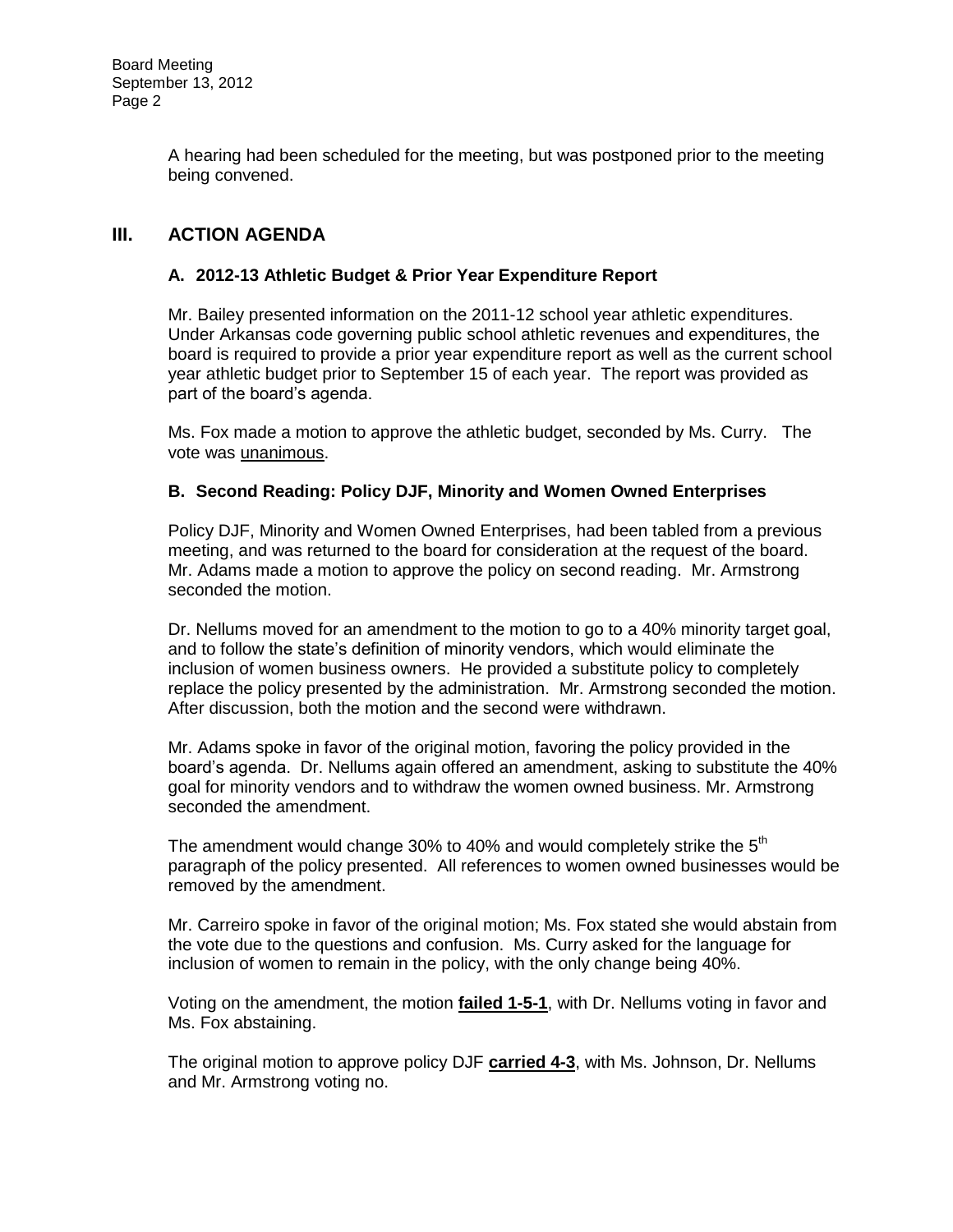A hearing had been scheduled for the meeting, but was postponed prior to the meeting being convened.

## III. ACTION AGENDA

### A. 2012-13 Athletic Budget & Prior Year Expenditure Report

Mr. Bailey presented information on the 2011-12 school year athletic expenditures. Under Arkansas code governing public school athletic revenues and expenditures, the board is required to provide a prior year expenditure report as well as the current school year athletic budget prior to September 15 of each year. The report was provided as part of the board's agenda.

Ms. Fox made a motion to approve the athletic budget, seconded by Ms. Curry. The vote was unanimous.

### B. Second Reading: Policy DJF, Minority and Women Owned Enterprises

Policy DJF, Minority and Women Owned Enterprises, had been tabled from a previous meeting, and was returned to the board for consideration at the request of the board. Mr. Adams made a motion to approve the policy on second reading. Mr. Armstrong seconded the motion.

Dr. Nellums moved for an amendment to the motion to go to a 40% minority target goal, and to follow the state's definition of minority vendors, which would eliminate the inclusion of women business owners. He provided a substitute policy to completely replace the policy presented by the administration. Mr. Armstrong seconded the motion. After discussion, both the motion and the second were withdrawn.

Mr. Adams spoke in favor of the original motion, favoring the policy provided in the board's agenda. Dr. Nellums again offered an amendment, asking to substitute the 40% goal for minority vendors and to withdraw the women owned business. Mr. Armstrong seconded the amendment.

The amendment would change 30% to 40% and would completely strike the 5th paragraph of the policy presented. All references to women owned businesses would be removed by the amendment.

Mr. Carreiro spoke in favor of the original motion; Ms. Fox stated she would abstain from the vote due to the questions and confusion. Ms. Curry asked for the language for inclusion of women to remain in the policy, with the only change being 40%.

Voting on the amendment, the motion **failed 1-5-1**, with Dr. Nellums voting in favor and Ms. Fox abstaining.

The original motion to approve policy DJF **carried 4-3**, with Ms. Johnson, Dr. Nellums and Mr. Armstrong voting no.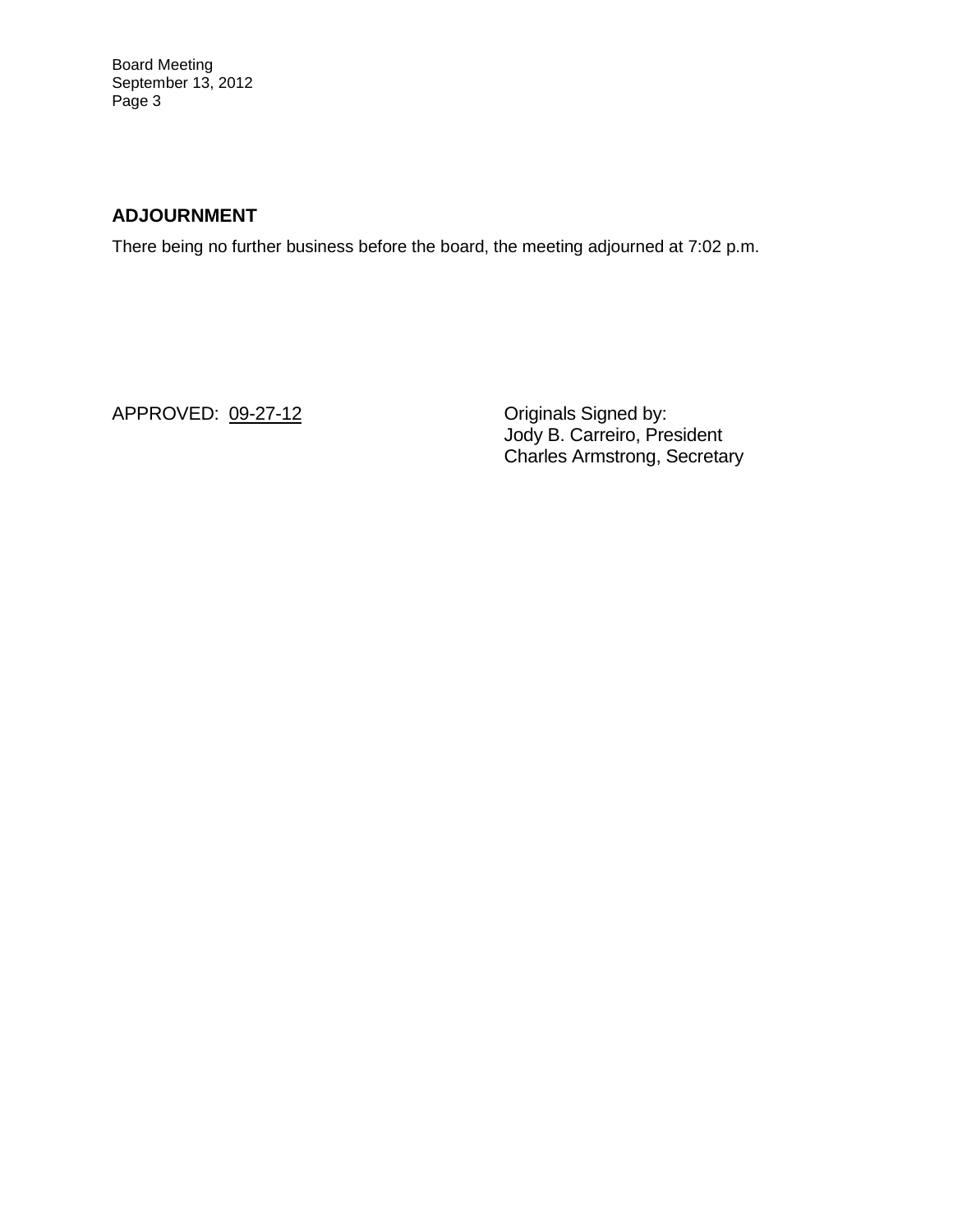## ADJOURNMENT

There being no further business before the board, the meeting adjourned at 7:02 p.m.

APPROVED: 09-27-12

Originals Signed by:
Jody B. Carreiro, President
Charles Armstrong, Secretary